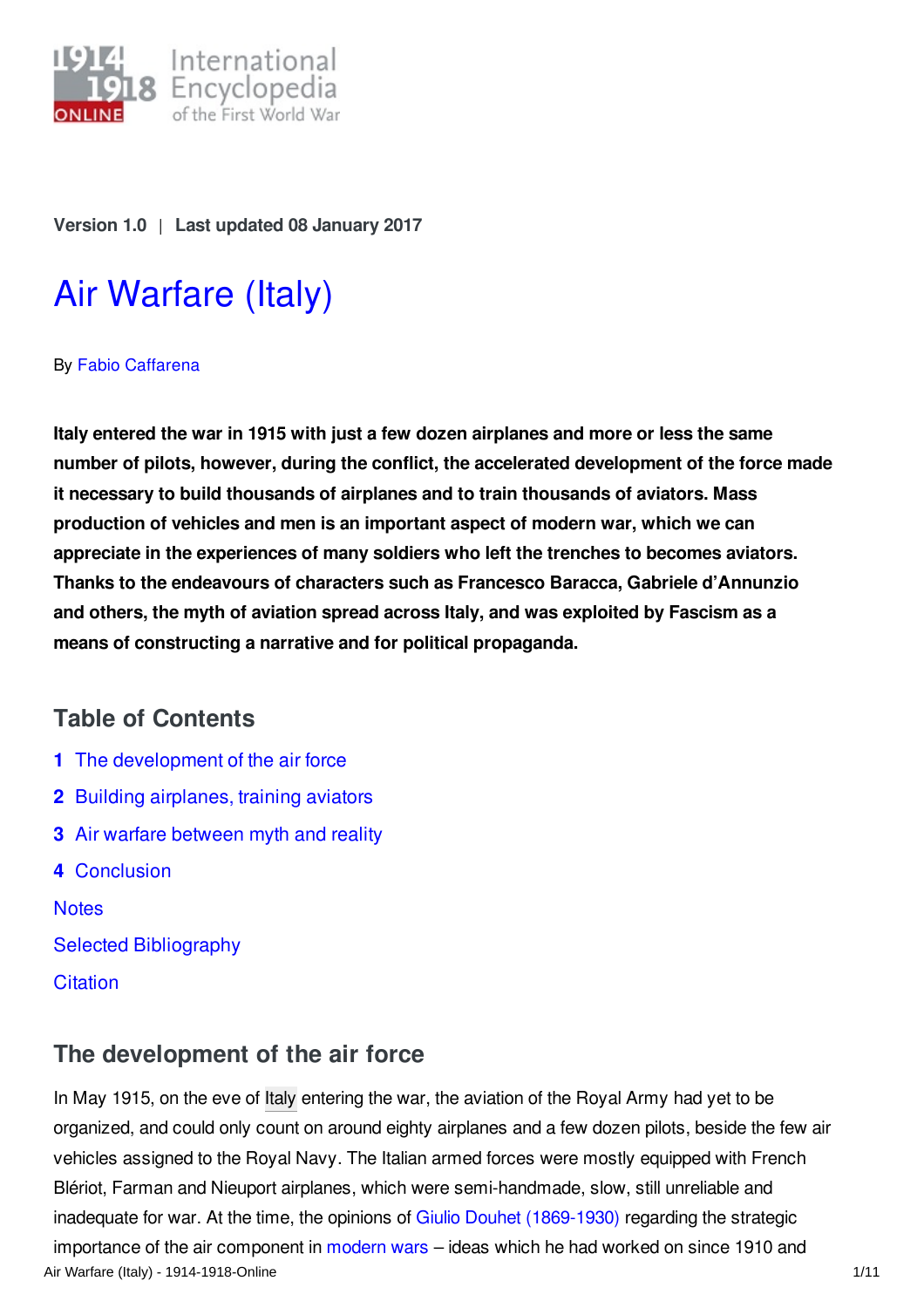Version 1.0 | Last updated 08 January 2017

# Air Warfare (Italy)

By Fabio Caffarena

**Italy entered the war in 1915 with just a few dozen airplanes and more or less the same number of pilots, however, during the conflict, the accelerated development of the force made it necessary to build thousands of airplanes and to train thousands of aviators. Mass production of vehicles and men is an important aspect of modern war, which we can appreciate in the experiences of many soldiers who left the trenches to becomes aviators. Thanks to the endeavours of characters such as Francesco Baracca, Gabriele d'Annunzio and others, the myth of aviation spread across Italy, and was exploited by Fascism as a means of constructing a narrative and for political propaganda.**

## Table of Contents

1. The development of the air force
2. Building airplanes, training aviators
3. Air warfare between myth and reality
4. Conclusion

Notes

Selected Bibliography

Citation

## The development of the air force

In May 1915, on the eve of Italy entering the war, the aviation of the Royal Army had yet to be organized, and could only count on around eighty airplanes and a few dozen pilots, beside the few air vehicles assigned to the Royal Navy. The Italian armed forces were mostly equipped with French Blériot, Farman and Nieuport airplanes, which were semi-handmade, slow, still unreliable and inadequate for war. At the time, the opinions of Giulio Douhet (1869-1930) regarding the strategic importance of the air component in modern wars – ideas which he had worked on since 1910 and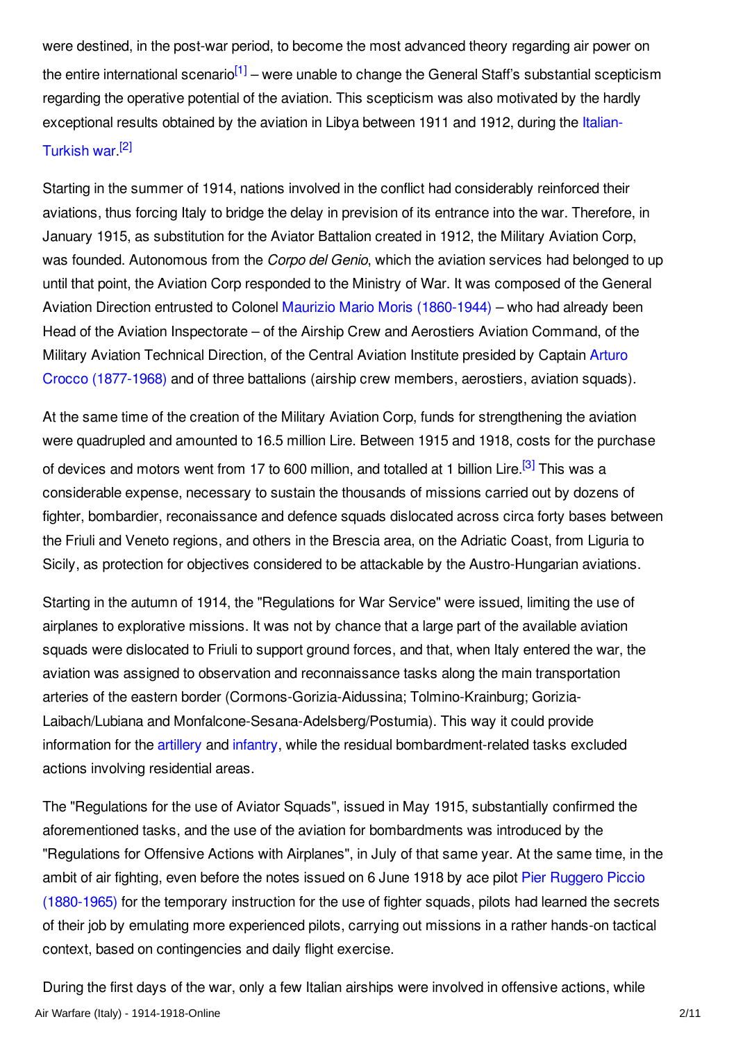were destined, in the post-war period, to become the most advanced theory regarding air power on the entire international scenario[1] – were unable to change the General Staff's substantial scepticism regarding the operative potential of the aviation. This scepticism was also motivated by the hardly exceptional results obtained by the aviation in Libya between 1911 and 1912, during the Italian-Turkish war.[2]

Starting in the summer of 1914, nations involved in the conflict had considerably reinforced their aviations, thus forcing Italy to bridge the delay in prevision of its entrance into the war. Therefore, in January 1915, as substitution for the Aviator Battalion created in 1912, the Military Aviation Corp, was founded. Autonomous from the *Corpo del Genio*, which the aviation services had belonged to up until that point, the Aviation Corp responded to the Ministry of War. It was composed of the General Aviation Direction entrusted to Colonel Maurizio Mario Moris (1860-1944) – who had already been Head of the Aviation Inspectorate – of the Airship Crew and Aerostiers Aviation Command, of the Military Aviation Technical Direction, of the Central Aviation Institute presided by Captain Arturo Crocco (1877-1968) and of three battalions (airship crew members, aerostiers, aviation squads).

At the same time of the creation of the Military Aviation Corp, funds for strengthening the aviation were quadrupled and amounted to 16.5 million Lire. Between 1915 and 1918, costs for the purchase of devices and motors went from 17 to 600 million, and totalled at 1 billion Lire.[3] This was a considerable expense, necessary to sustain the thousands of missions carried out by dozens of fighter, bombardier, reconaissance and defence squads dislocated across circa forty bases between the Friuli and Veneto regions, and others in the Brescia area, on the Adriatic Coast, from Liguria to Sicily, as protection for objectives considered to be attackable by the Austro-Hungarian aviations.

Starting in the autumn of 1914, the "Regulations for War Service" were issued, limiting the use of airplanes to explorative missions. It was not by chance that a large part of the available aviation squads were dislocated to Friuli to support ground forces, and that, when Italy entered the war, the aviation was assigned to observation and reconnaissance tasks along the main transportation arteries of the eastern border (Cormons-Gorizia-Aidussina; Tolmino-Krainburg; Gorizia-Laibach/Lubiana and Monfalcone-Sesana-Adelsberg/Postumia). This way it could provide information for the artillery and infantry, while the residual bombardment-related tasks excluded actions involving residential areas.

The "Regulations for the use of Aviator Squads", issued in May 1915, substantially confirmed the aforementioned tasks, and the use of the aviation for bombardments was introduced by the "Regulations for Offensive Actions with Airplanes", in July of that same year. At the same time, in the ambit of air fighting, even before the notes issued on 6 June 1918 by ace pilot Pier Ruggero Piccio (1880-1965) for the temporary instruction for the use of fighter squads, pilots had learned the secrets of their job by emulating more experienced pilots, carrying out missions in a rather hands-on tactical context, based on contingencies and daily flight exercise.

During the first days of the war, only a few Italian airships were involved in offensive actions, while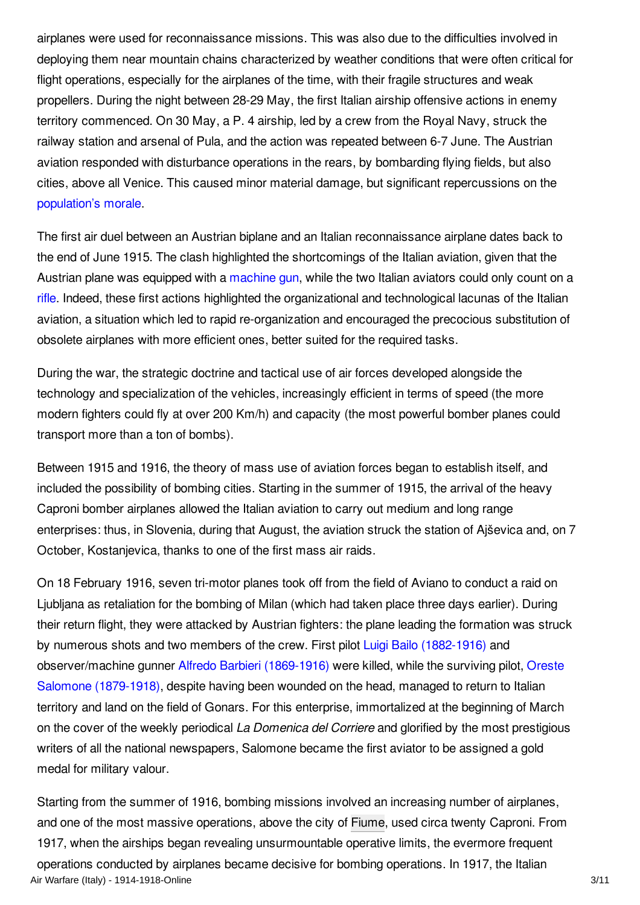airplanes were used for reconnaissance missions. This was also due to the difficulties involved in deploying them near mountain chains characterized by weather conditions that were often critical for flight operations, especially for the airplanes of the time, with their fragile structures and weak propellers. During the night between 28-29 May, the first Italian airship offensive actions in enemy territory commenced. On 30 May, a P. 4 airship, led by a crew from the Royal Navy, struck the railway station and arsenal of Pula, and the action was repeated between 6-7 June. The Austrian aviation responded with disturbance operations in the rears, by bombarding flying fields, but also cities, above all Venice. This caused minor material damage, but significant repercussions on the population's morale.

The first air duel between an Austrian biplane and an Italian reconnaissance airplane dates back to the end of June 1915. The clash highlighted the shortcomings of the Italian aviation, given that the Austrian plane was equipped with a machine gun, while the two Italian aviators could only count on a rifle. Indeed, these first actions highlighted the organizational and technological lacunas of the Italian aviation, a situation which led to rapid re-organization and encouraged the precocious substitution of obsolete airplanes with more efficient ones, better suited for the required tasks.

During the war, the strategic doctrine and tactical use of air forces developed alongside the technology and specialization of the vehicles, increasingly efficient in terms of speed (the more modern fighters could fly at over 200 Km/h) and capacity (the most powerful bomber planes could transport more than a ton of bombs).

Between 1915 and 1916, the theory of mass use of aviation forces began to establish itself, and included the possibility of bombing cities. Starting in the summer of 1915, the arrival of the heavy Caproni bomber airplanes allowed the Italian aviation to carry out medium and long range enterprises: thus, in Slovenia, during that August, the aviation struck the station of Ajševica and, on 7 October, Kostanjevica, thanks to one of the first mass air raids.

On 18 February 1916, seven tri-motor planes took off from the field of Aviano to conduct a raid on Ljubljana as retaliation for the bombing of Milan (which had taken place three days earlier). During their return flight, they were attacked by Austrian fighters: the plane leading the formation was struck by numerous shots and two members of the crew. First pilot Luigi Bailo (1882-1916) and observer/machine gunner Alfredo Barbieri (1869-1916) were killed, while the surviving pilot, Oreste Salomone (1879-1918), despite having been wounded on the head, managed to return to Italian territory and land on the field of Gonars. For this enterprise, immortalized at the beginning of March on the cover of the weekly periodical *La Domenica del Corriere* and glorified by the most prestigious writers of all the national newspapers, Salomone became the first aviator to be assigned a gold medal for military valour.

Starting from the summer of 1916, bombing missions involved an increasing number of airplanes, and one of the most massive operations, above the city of Fiume, used circa twenty Caproni. From 1917, when the airships began revealing unsurmountable operative limits, the evermore frequent operations conducted by airplanes became decisive for bombing operations. In 1917, the Italian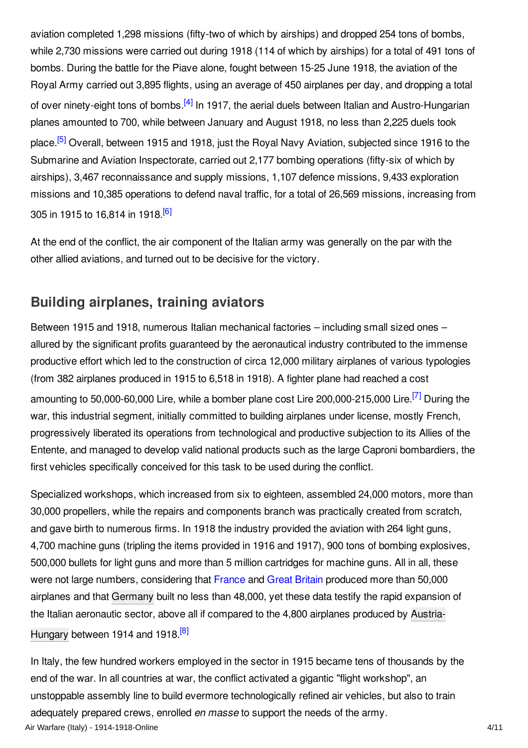aviation completed 1,298 missions (fifty-two of which by airships) and dropped 254 tons of bombs, while 2,730 missions were carried out during 1918 (114 of which by airships) for a total of 491 tons of bombs. During the battle for the Piave alone, fought between 15-25 June 1918, the aviation of the Royal Army carried out 3,895 flights, using an average of 450 airplanes per day, and dropping a total of over ninety-eight tons of bombs.[4] In 1917, the aerial duels between Italian and Austro-Hungarian planes amounted to 700, while between January and August 1918, no less than 2,225 duels took place.[5] Overall, between 1915 and 1918, just the Royal Navy Aviation, subjected since 1916 to the Submarine and Aviation Inspectorate, carried out 2,177 bombing operations (fifty-six of which by airships), 3,467 reconnaissance and supply missions, 1,107 defence missions, 9,433 exploration missions and 10,385 operations to defend naval traffic, for a total of 26,569 missions, increasing from 305 in 1915 to 16,814 in 1918.[6]

At the end of the conflict, the air component of the Italian army was generally on the par with the other allied aviations, and turned out to be decisive for the victory.

## Building airplanes, training aviators

Between 1915 and 1918, numerous Italian mechanical factories – including small sized ones – allured by the significant profits guaranteed by the aeronautical industry contributed to the immense productive effort which led to the construction of circa 12,000 military airplanes of various typologies (from 382 airplanes produced in 1915 to 6,518 in 1918). A fighter plane had reached a cost amounting to 50,000-60,000 Lire, while a bomber plane cost Lire 200,000-215,000 Lire.[7] During the war, this industrial segment, initially committed to building airplanes under license, mostly French, progressively liberated its operations from technological and productive subjection to its Allies of the Entente, and managed to develop valid national products such as the large Caproni bombardiers, the first vehicles specifically conceived for this task to be used during the conflict.

Specialized workshops, which increased from six to eighteen, assembled 24,000 motors, more than 30,000 propellers, while the repairs and components branch was practically created from scratch, and gave birth to numerous firms. In 1918 the industry provided the aviation with 264 light guns, 4,700 machine guns (tripling the items provided in 1916 and 1917), 900 tons of bombing explosives, 500,000 bullets for light guns and more than 5 million cartridges for machine guns. All in all, these were not large numbers, considering that France and Great Britain produced more than 50,000 airplanes and that Germany built no less than 48,000, yet these data testify the rapid expansion of the Italian aeronautic sector, above all if compared to the 4,800 airplanes produced by Austria-Hungary between 1914 and 1918.[8]

In Italy, the few hundred workers employed in the sector in 1915 became tens of thousands by the end of the war. In all countries at war, the conflict activated a gigantic "flight workshop", an unstoppable assembly line to build evermore technologically refined air vehicles, but also to train adequately prepared crews, enrolled *en masse* to support the needs of the army.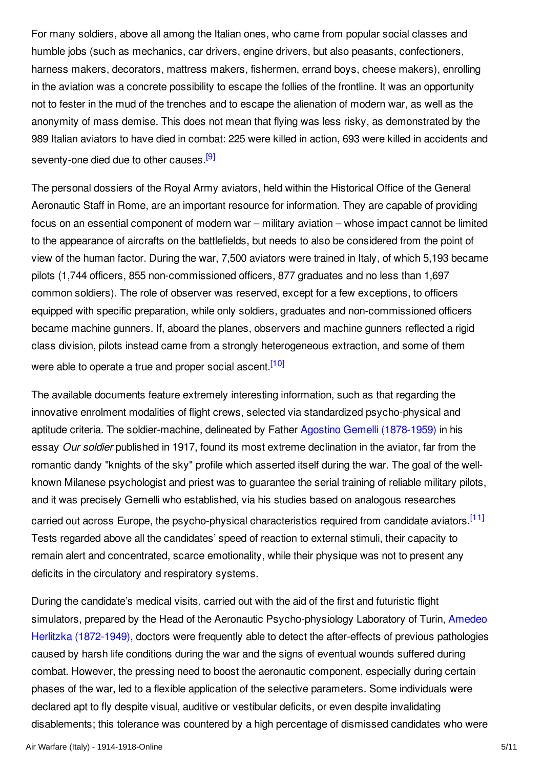For many soldiers, above all among the Italian ones, who came from popular social classes and humble jobs (such as mechanics, car drivers, engine drivers, but also peasants, confectioners, harness makers, decorators, mattress makers, fishermen, errand boys, cheese makers), enrolling in the aviation was a concrete possibility to escape the follies of the frontline. It was an opportunity not to fester in the mud of the trenches and to escape the alienation of modern war, as well as the anonymity of mass demise. This does not mean that flying was less risky, as demonstrated by the 989 Italian aviators to have died in combat: 225 were killed in action, 693 were killed in accidents and seventy-one died due to other causes.[9]

The personal dossiers of the Royal Army aviators, held within the Historical Office of the General Aeronautic Staff in Rome, are an important resource for information. They are capable of providing focus on an essential component of modern war – military aviation – whose impact cannot be limited to the appearance of aircrafts on the battlefields, but needs to also be considered from the point of view of the human factor. During the war, 7,500 aviators were trained in Italy, of which 5,193 became pilots (1,744 officers, 855 non-commissioned officers, 877 graduates and no less than 1,697 common soldiers). The role of observer was reserved, except for a few exceptions, to officers equipped with specific preparation, while only soldiers, graduates and non-commissioned officers became machine gunners. If, aboard the planes, observers and machine gunners reflected a rigid class division, pilots instead came from a strongly heterogeneous extraction, and some of them were able to operate a true and proper social ascent.[10]

The available documents feature extremely interesting information, such as that regarding the innovative enrolment modalities of flight crews, selected via standardized psycho-physical and aptitude criteria. The soldier-machine, delineated by Father Agostino Gemelli (1878-1959) in his essay *Our soldier* published in 1917, found its most extreme declination in the aviator, far from the romantic dandy "knights of the sky" profile which asserted itself during the war. The goal of the well-known Milanese psychologist and priest was to guarantee the serial training of reliable military pilots, and it was precisely Gemelli who established, via his studies based on analogous researches carried out across Europe, the psycho-physical characteristics required from candidate aviators.[11] Tests regarded above all the candidates' speed of reaction to external stimuli, their capacity to remain alert and concentrated, scarce emotionality, while their physique was not to present any deficits in the circulatory and respiratory systems.

During the candidate's medical visits, carried out with the aid of the first and futuristic flight simulators, prepared by the Head of the Aeronautic Psycho-physiology Laboratory of Turin, Amedeo Herlitzka (1872-1949), doctors were frequently able to detect the after-effects of previous pathologies caused by harsh life conditions during the war and the signs of eventual wounds suffered during combat. However, the pressing need to boost the aeronautic component, especially during certain phases of the war, led to a flexible application of the selective parameters. Some individuals were declared apt to fly despite visual, auditive or vestibular deficits, or even despite invalidating disablements; this tolerance was countered by a high percentage of dismissed candidates who were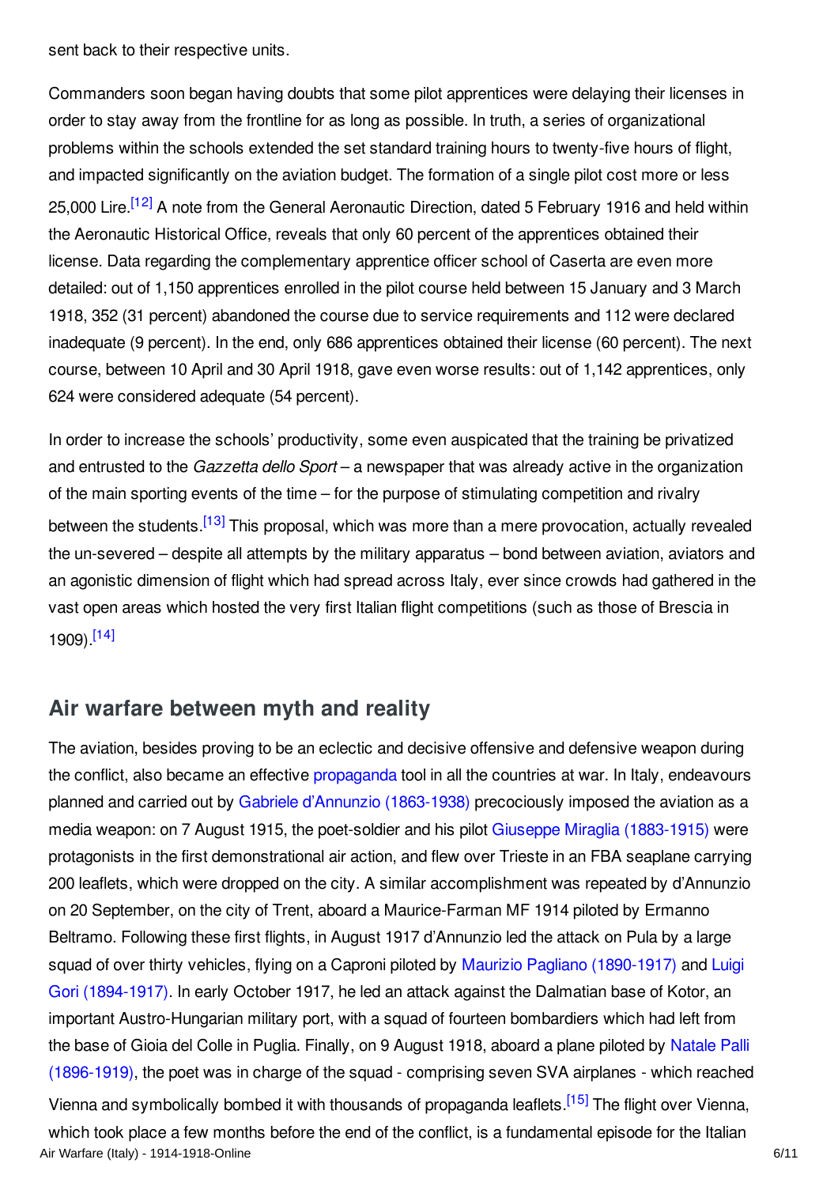sent back to their respective units.

Commanders soon began having doubts that some pilot apprentices were delaying their licenses in order to stay away from the frontline for as long as possible. In truth, a series of organizational problems within the schools extended the set standard training hours to twenty-five hours of flight, and impacted significantly on the aviation budget. The formation of a single pilot cost more or less 25,000 Lire.[12] A note from the General Aeronautic Direction, dated 5 February 1916 and held within the Aeronautic Historical Office, reveals that only 60 percent of the apprentices obtained their license. Data regarding the complementary apprentice officer school of Caserta are even more detailed: out of 1,150 apprentices enrolled in the pilot course held between 15 January and 3 March 1918, 352 (31 percent) abandoned the course due to service requirements and 112 were declared inadequate (9 percent). In the end, only 686 apprentices obtained their license (60 percent). The next course, between 10 April and 30 April 1918, gave even worse results: out of 1,142 apprentices, only 624 were considered adequate (54 percent).

In order to increase the schools' productivity, some even auspicated that the training be privatized and entrusted to the *Gazzetta dello Sport* – a newspaper that was already active in the organization of the main sporting events of the time – for the purpose of stimulating competition and rivalry between the students.[13] This proposal, which was more than a mere provocation, actually revealed the un-severed – despite all attempts by the military apparatus – bond between aviation, aviators and an agonistic dimension of flight which had spread across Italy, ever since crowds had gathered in the vast open areas which hosted the very first Italian flight competitions (such as those of Brescia in 1909).[14]

## Air warfare between myth and reality

The aviation, besides proving to be an eclectic and decisive offensive and defensive weapon during the conflict, also became an effective propaganda tool in all the countries at war. In Italy, endeavours planned and carried out by Gabriele d'Annunzio (1863-1938) precociously imposed the aviation as a media weapon: on 7 August 1915, the poet-soldier and his pilot Giuseppe Miraglia (1883-1915) were protagonists in the first demonstrational air action, and flew over Trieste in an FBA seaplane carrying 200 leaflets, which were dropped on the city. A similar accomplishment was repeated by d'Annunzio on 20 September, on the city of Trent, aboard a Maurice-Farman MF 1914 piloted by Ermanno Beltramo. Following these first flights, in August 1917 d'Annunzio led the attack on Pula by a large squad of over thirty vehicles, flying on a Caproni piloted by Maurizio Pagliano (1890-1917) and Luigi Gori (1894-1917). In early October 1917, he led an attack against the Dalmatian base of Kotor, an important Austro-Hungarian military port, with a squad of fourteen bombardiers which had left from the base of Gioia del Colle in Puglia. Finally, on 9 August 1918, aboard a plane piloted by Natale Palli (1896-1919), the poet was in charge of the squad - comprising seven SVA airplanes - which reached Vienna and symbolically bombed it with thousands of propaganda leaflets.[15] The flight over Vienna, which took place a few months before the end of the conflict, is a fundamental episode for the Italian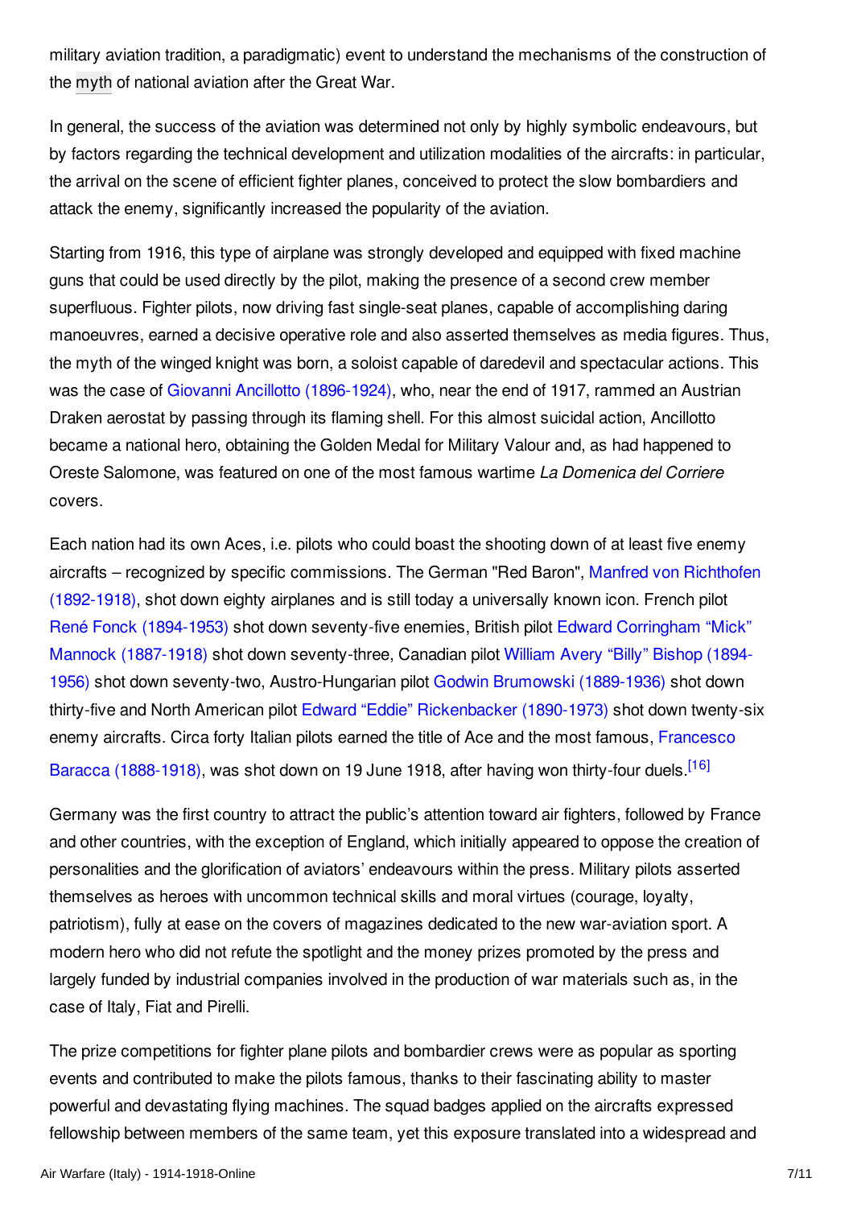military aviation tradition, a paradigmatic) event to understand the mechanisms of the construction of the myth of national aviation after the Great War.

In general, the success of the aviation was determined not only by highly symbolic endeavours, but by factors regarding the technical development and utilization modalities of the aircrafts: in particular, the arrival on the scene of efficient fighter planes, conceived to protect the slow bombardiers and attack the enemy, significantly increased the popularity of the aviation.

Starting from 1916, this type of airplane was strongly developed and equipped with fixed machine guns that could be used directly by the pilot, making the presence of a second crew member superfluous. Fighter pilots, now driving fast single-seat planes, capable of accomplishing daring manoeuvres, earned a decisive operative role and also asserted themselves as media figures. Thus, the myth of the winged knight was born, a soloist capable of daredevil and spectacular actions. This was the case of Giovanni Ancillotto (1896-1924), who, near the end of 1917, rammed an Austrian Draken aerostat by passing through its flaming shell. For this almost suicidal action, Ancillotto became a national hero, obtaining the Golden Medal for Military Valour and, as had happened to Oreste Salomone, was featured on one of the most famous wartime *La Domenica del Corriere* covers.

Each nation had its own Aces, i.e. pilots who could boast the shooting down of at least five enemy aircrafts – recognized by specific commissions. The German "Red Baron", Manfred von Richthofen (1892-1918), shot down eighty airplanes and is still today a universally known icon. French pilot René Fonck (1894-1953) shot down seventy-five enemies, British pilot Edward Corringham "Mick" Mannock (1887-1918) shot down seventy-three, Canadian pilot William Avery "Billy" Bishop (1894-1956) shot down seventy-two, Austro-Hungarian pilot Godwin Brumowski (1889-1936) shot down thirty-five and North American pilot Edward "Eddie" Rickenbacker (1890-1973) shot down twenty-six enemy aircrafts. Circa forty Italian pilots earned the title of Ace and the most famous, Francesco Baracca (1888-1918), was shot down on 19 June 1918, after having won thirty-four duels.[16]

Germany was the first country to attract the public's attention toward air fighters, followed by France and other countries, with the exception of England, which initially appeared to oppose the creation of personalities and the glorification of aviators' endeavours within the press. Military pilots asserted themselves as heroes with uncommon technical skills and moral virtues (courage, loyalty, patriotism), fully at ease on the covers of magazines dedicated to the new war-aviation sport. A modern hero who did not refute the spotlight and the money prizes promoted by the press and largely funded by industrial companies involved in the production of war materials such as, in the case of Italy, Fiat and Pirelli.

The prize competitions for fighter plane pilots and bombardier crews were as popular as sporting events and contributed to make the pilots famous, thanks to their fascinating ability to master powerful and devastating flying machines. The squad badges applied on the aircrafts expressed fellowship between members of the same team, yet this exposure translated into a widespread and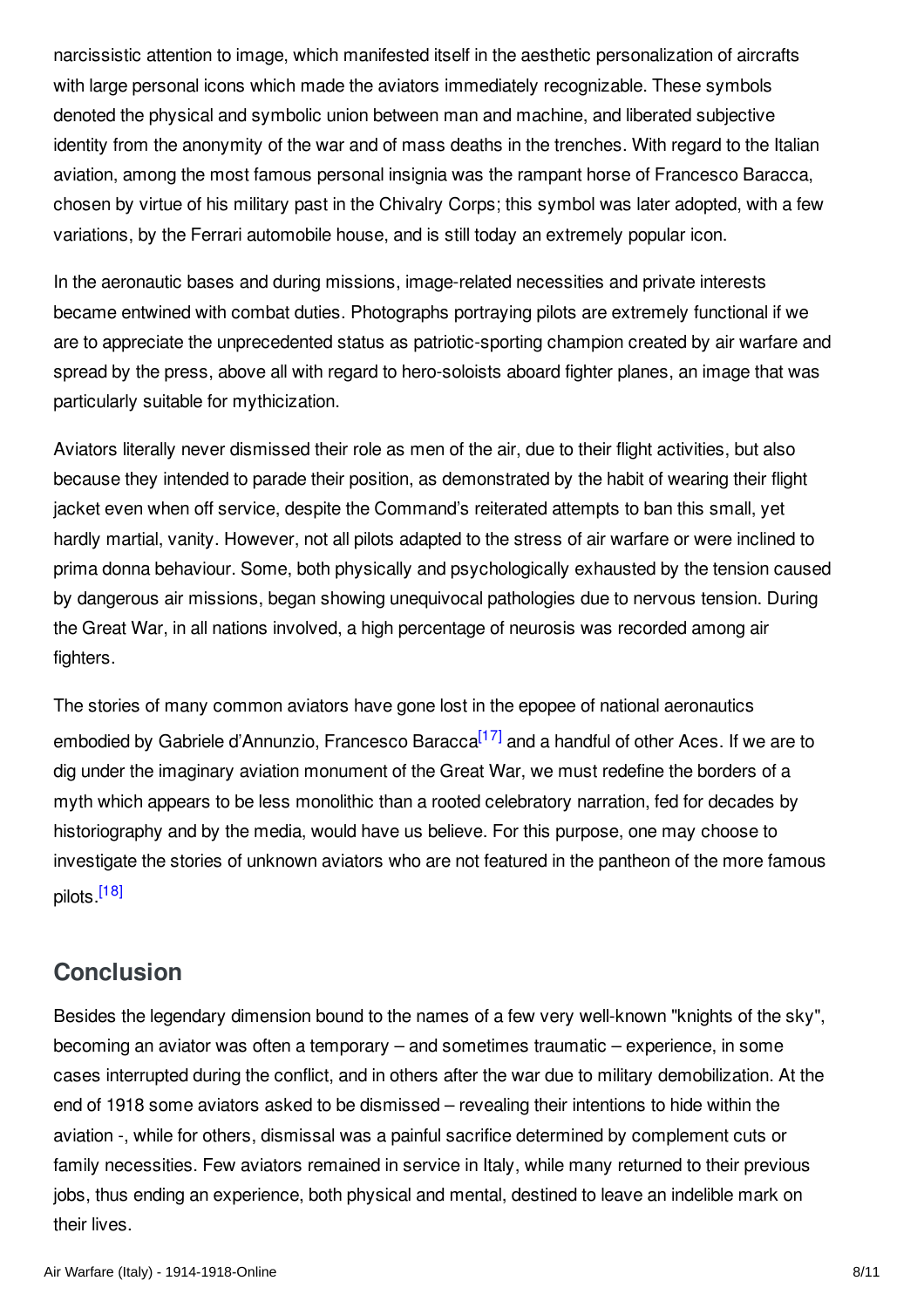narcissistic attention to image, which manifested itself in the aesthetic personalization of aircrafts with large personal icons which made the aviators immediately recognizable. These symbols denoted the physical and symbolic union between man and machine, and liberated subjective identity from the anonymity of the war and of mass deaths in the trenches. With regard to the Italian aviation, among the most famous personal insignia was the rampant horse of Francesco Baracca, chosen by virtue of his military past in the Chivalry Corps; this symbol was later adopted, with a few variations, by the Ferrari automobile house, and is still today an extremely popular icon.

In the aeronautic bases and during missions, image-related necessities and private interests became entwined with combat duties. Photographs portraying pilots are extremely functional if we are to appreciate the unprecedented status as patriotic-sporting champion created by air warfare and spread by the press, above all with regard to hero-soloists aboard fighter planes, an image that was particularly suitable for mythicization.

Aviators literally never dismissed their role as men of the air, due to their flight activities, but also because they intended to parade their position, as demonstrated by the habit of wearing their flight jacket even when off service, despite the Command's reiterated attempts to ban this small, yet hardly martial, vanity. However, not all pilots adapted to the stress of air warfare or were inclined to prima donna behaviour. Some, both physically and psychologically exhausted by the tension caused by dangerous air missions, began showing unequivocal pathologies due to nervous tension. During the Great War, in all nations involved, a high percentage of neurosis was recorded among air fighters.

The stories of many common aviators have gone lost in the epopee of national aeronautics embodied by Gabriele d'Annunzio, Francesco Baracca[17] and a handful of other Aces. If we are to dig under the imaginary aviation monument of the Great War, we must redefine the borders of a myth which appears to be less monolithic than a rooted celebratory narration, fed for decades by historiography and by the media, would have us believe. For this purpose, one may choose to investigate the stories of unknown aviators who are not featured in the pantheon of the more famous pilots.[18]

## Conclusion

Besides the legendary dimension bound to the names of a few very well-known "knights of the sky", becoming an aviator was often a temporary – and sometimes traumatic – experience, in some cases interrupted during the conflict, and in others after the war due to military demobilization. At the end of 1918 some aviators asked to be dismissed – revealing their intentions to hide within the aviation -, while for others, dismissal was a painful sacrifice determined by complement cuts or family necessities. Few aviators remained in service in Italy, while many returned to their previous jobs, thus ending an experience, both physical and mental, destined to leave an indelible mark on their lives.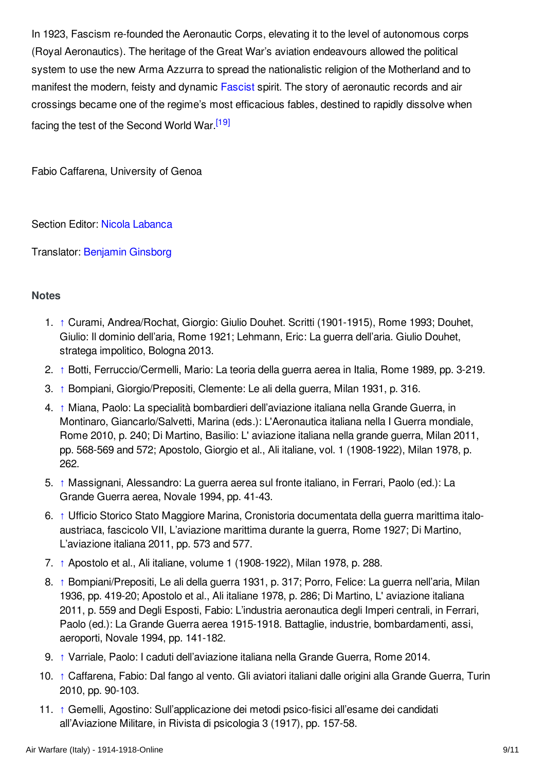In 1923, Fascism re-founded the Aeronautic Corps, elevating it to the level of autonomous corps (Royal Aeronautics). The heritage of the Great War's aviation endeavours allowed the political system to use the new Arma Azzurra to spread the nationalistic religion of the Motherland and to manifest the modern, feisty and dynamic Fascist spirit. The story of aeronautic records and air crossings became one of the regime's most efficacious fables, destined to rapidly dissolve when facing the test of the Second World War.[19]

Fabio Caffarena, University of Genoa

Section Editor: Nicola Labanca

Translator: Benjamin Ginsborg

### Notes

1. ↑ Curami, Andrea/Rochat, Giorgio: Giulio Douhet. Scritti (1901-1915), Rome 1993; Douhet, Giulio: Il dominio dell'aria, Rome 1921; Lehmann, Eric: La guerra dell'aria. Giulio Douhet, stratega impolitico, Bologna 2013.
2. ↑ Botti, Ferruccio/Cermelli, Mario: La teoria della guerra aerea in Italia, Rome 1989, pp. 3-219.
3. ↑ Bompiani, Giorgio/Prepositi, Clemente: Le ali della guerra, Milan 1931, p. 316.
4. ↑ Miana, Paolo: La specialità bombardieri dell'aviazione italiana nella Grande Guerra, in Montinaro, Giancarlo/Salvetti, Marina (eds.): L'Aeronautica italiana nella I Guerra mondiale, Rome 2010, p. 240; Di Martino, Basilio: L' aviazione italiana nella grande guerra, Milan 2011, pp. 568-569 and 572; Apostolo, Giorgio et al., Ali italiane, vol. 1 (1908-1922), Milan 1978, p. 262.
5. ↑ Massignani, Alessandro: La guerra aerea sul fronte italiano, in Ferrari, Paolo (ed.): La Grande Guerra aerea, Novale 1994, pp. 41-43.
6. ↑ Ufficio Storico Stato Maggiore Marina, Cronistoria documentata della guerra marittima italo-austriaca, fascicolo VII, L'aviazione marittima durante la guerra, Rome 1927; Di Martino, L'aviazione italiana 2011, pp. 573 and 577.
7. ↑ Apostolo et al., Ali italiane, volume 1 (1908-1922), Milan 1978, p. 288.
8. ↑ Bompiani/Prepositi, Le ali della guerra 1931, p. 317; Porro, Felice: La guerra nell'aria, Milan 1936, pp. 419-20; Apostolo et al., Ali italiane 1978, p. 286; Di Martino, L' aviazione italiana 2011, p. 559 and Degli Esposti, Fabio: L'industria aeronautica degli Imperi centrali, in Ferrari, Paolo (ed.): La Grande Guerra aerea 1915-1918. Battaglie, industrie, bombardamenti, assi, aeroporti, Novale 1994, pp. 141-182.
9. ↑ Varriale, Paolo: I caduti dell'aviazione italiana nella Grande Guerra, Rome 2014.
10. ↑ Caffarena, Fabio: Dal fango al vento. Gli aviatori italiani dalle origini alla Grande Guerra, Turin 2010, pp. 90-103.
11. ↑ Gemelli, Agostino: Sull'applicazione dei metodi psico-fisici all'esame dei candidati all'Aviazione Militare, in Rivista di psicologia 3 (1917), pp. 157-58.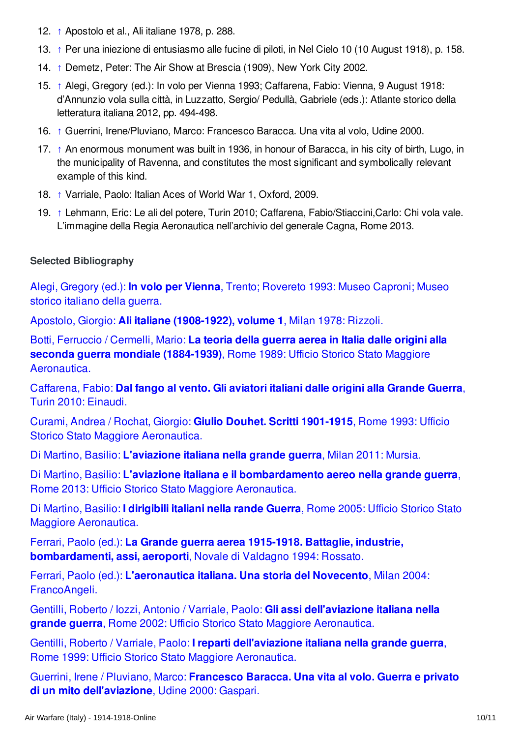12. ↑ Apostolo et al., Ali italiane 1978, p. 288.
13. ↑ Per una iniezione di entusiasmo alle fucine di piloti, in Nel Cielo 10 (10 August 1918), p. 158.
14. ↑ Demetz, Peter: The Air Show at Brescia (1909), New York City 2002.
15. ↑ Alegi, Gregory (ed.): In volo per Vienna 1993; Caffarena, Fabio: Vienna, 9 August 1918: d'Annunzio vola sulla città, in Luzzatto, Sergio/ Pedullà, Gabriele (eds.): Atlante storico della letteratura italiana 2012, pp. 494-498.
16. ↑ Guerrini, Irene/Pluviano, Marco: Francesco Baracca. Una vita al volo, Udine 2000.
17. ↑ An enormous monument was built in 1936, in honour of Baracca, in his city of birth, Lugo, in the municipality of Ravenna, and constitutes the most significant and symbolically relevant example of this kind.
18. ↑ Varriale, Paolo: Italian Aces of World War 1, Oxford, 2009.
19. ↑ Lehmann, Eric: Le ali del potere, Turin 2010; Caffarena, Fabio/Stiaccini,Carlo: Chi vola vale. L'immagine della Regia Aeronautica nell'archivio del generale Cagna, Rome 2013.

### Selected Bibliography

Alegi, Gregory (ed.): **In volo per Vienna**, Trento; Rovereto 1993: Museo Caproni; Museo storico italiano della guerra.

Apostolo, Giorgio: **Ali italiane (1908-1922), volume 1**, Milan 1978: Rizzoli.

Botti, Ferruccio / Cermelli, Mario: **La teoria della guerra aerea in Italia dalle origini alla seconda guerra mondiale (1884-1939)**, Rome 1989: Ufficio Storico Stato Maggiore Aeronautica.

Caffarena, Fabio: **Dal fango al vento. Gli aviatori italiani dalle origini alla Grande Guerra**, Turin 2010: Einaudi.

Curami, Andrea / Rochat, Giorgio: **Giulio Douhet. Scritti 1901-1915**, Rome 1993: Ufficio Storico Stato Maggiore Aeronautica.

Di Martino, Basilio: **L'aviazione italiana nella grande guerra**, Milan 2011: Mursia.

Di Martino, Basilio: **L'aviazione italiana e il bombardamento aereo nella grande guerra**, Rome 2013: Ufficio Storico Stato Maggiore Aeronautica.

Di Martino, Basilio: **I dirigibili italiani nella rande Guerra**, Rome 2005: Ufficio Storico Stato Maggiore Aeronautica.

Ferrari, Paolo (ed.): **La Grande guerra aerea 1915-1918. Battaglie, industrie, bombardamenti, assi, aeroporti**, Novale di Valdagno 1994: Rossato.

Ferrari, Paolo (ed.): **L'aeronautica italiana. Una storia del Novecento**, Milan 2004: FrancoAngeli.

Gentilli, Roberto / Iozzi, Antonio / Varriale, Paolo: **Gli assi dell'aviazione italiana nella grande guerra**, Rome 2002: Ufficio Storico Stato Maggiore Aeronautica.

Gentilli, Roberto / Varriale, Paolo: **I reparti dell'aviazione italiana nella grande guerra**, Rome 1999: Ufficio Storico Stato Maggiore Aeronautica.

Guerrini, Irene / Pluviano, Marco: **Francesco Baracca. Una vita al volo. Guerra e privato di un mito dell'aviazione**, Udine 2000: Gaspari.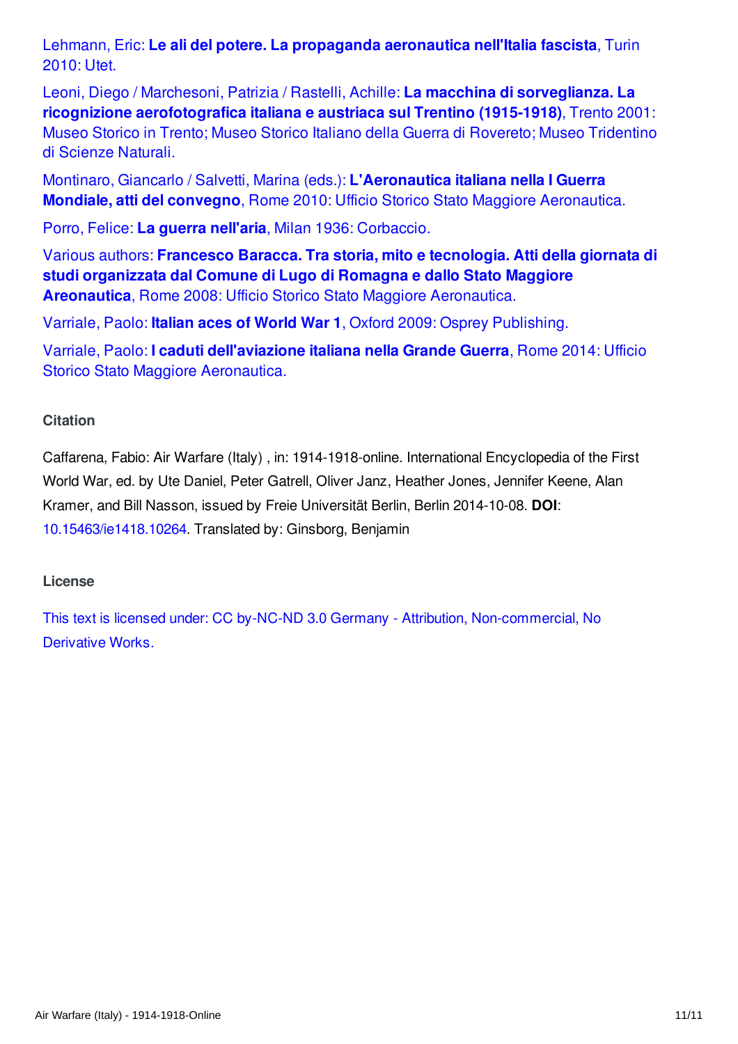Lehmann, Eric: **Le ali del potere. La propaganda aeronautica nell'Italia fascista**, Turin 2010: Utet.

Leoni, Diego / Marchesoni, Patrizia / Rastelli, Achille: **La macchina di sorveglianza. La ricognizione aerofotografica italiana e austriaca sul Trentino (1915-1918)**, Trento 2001: Museo Storico in Trento; Museo Storico Italiano della Guerra di Rovereto; Museo Tridentino di Scienze Naturali.

Montinaro, Giancarlo / Salvetti, Marina (eds.): **L'Aeronautica italiana nella I Guerra Mondiale, atti del convegno**, Rome 2010: Ufficio Storico Stato Maggiore Aeronautica.

Porro, Felice: **La guerra nell'aria**, Milan 1936: Corbaccio.

Various authors: **Francesco Baracca. Tra storia, mito e tecnologia. Atti della giornata di studi organizzata dal Comune di Lugo di Romagna e dallo Stato Maggiore Areonautica**, Rome 2008: Ufficio Storico Stato Maggiore Aeronautica.

Varriale, Paolo: **Italian aces of World War 1**, Oxford 2009: Osprey Publishing.

Varriale, Paolo: **I caduti dell'aviazione italiana nella Grande Guerra**, Rome 2014: Ufficio Storico Stato Maggiore Aeronautica.

#### Citation

Caffarena, Fabio: Air Warfare (Italy) , in: 1914-1918-online. International Encyclopedia of the First World War, ed. by Ute Daniel, Peter Gatrell, Oliver Janz, Heather Jones, Jennifer Keene, Alan Kramer, and Bill Nasson, issued by Freie Universität Berlin, Berlin 2014-10-08. **DOI**: 10.15463/ie1418.10264. Translated by: Ginsborg, Benjamin

#### License

This text is licensed under: CC by-NC-ND 3.0 Germany - Attribution, Non-commercial, No Derivative Works.